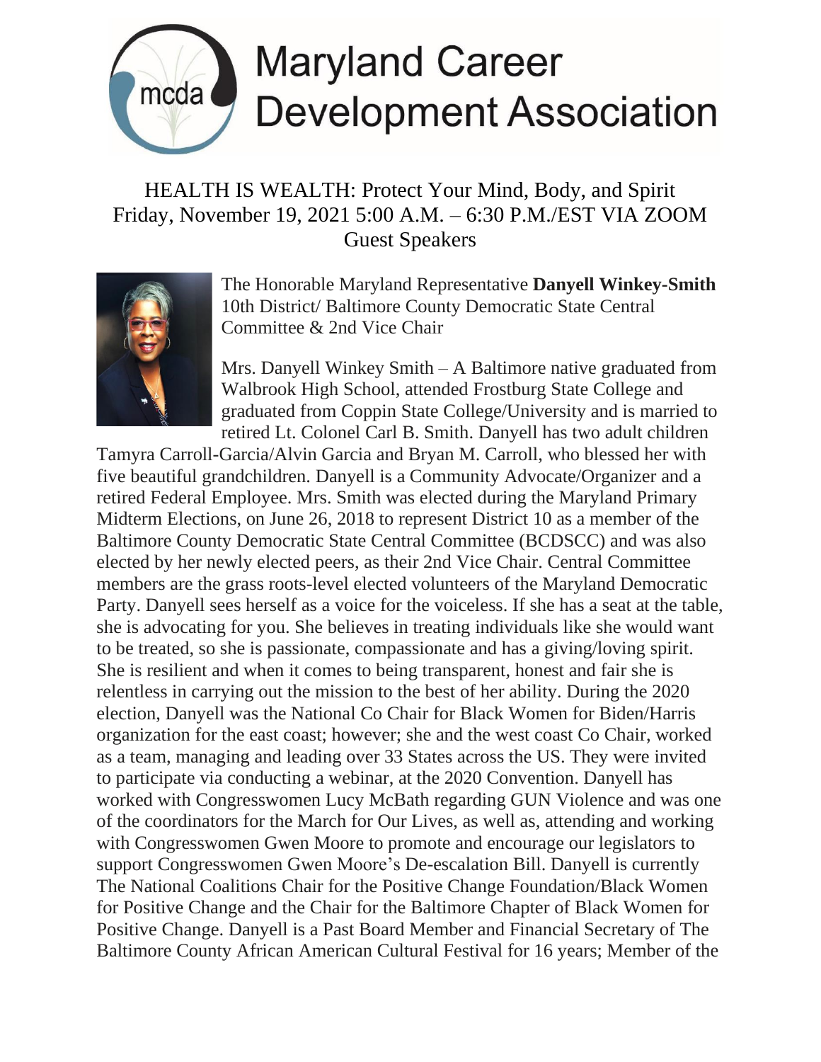# Maryland Career Development Association

## HEALTH IS WEALTH: Protect Your Mind, Body, and Spirit
Friday, November 19, 2021 5:00 A.M. – 6:30 P.M./EST VIA ZOOM
Guest Speakers

The Honorable Maryland Representative **Danyell Winkey-Smith**
10th District/ Baltimore County Democratic State Central Committee & 2nd Vice Chair

Mrs. Danyell Winkey Smith – A Baltimore native graduated from Walbrook High School, attended Frostburg State College and graduated from Coppin State College/University and is married to retired Lt. Colonel Carl B. Smith. Danyell has two adult children Tamyra Carroll-Garcia/Alvin Garcia and Bryan M. Carroll, who blessed her with five beautiful grandchildren. Danyell is a Community Advocate/Organizer and a retired Federal Employee. Mrs. Smith was elected during the Maryland Primary Midterm Elections, on June 26, 2018 to represent District 10 as a member of the Baltimore County Democratic State Central Committee (BCDSCC) and was also elected by her newly elected peers, as their 2nd Vice Chair. Central Committee members are the grass roots-level elected volunteers of the Maryland Democratic Party. Danyell sees herself as a voice for the voiceless. If she has a seat at the table, she is advocating for you. She believes in treating individuals like she would want to be treated, so she is passionate, compassionate and has a giving/loving spirit. She is resilient and when it comes to being transparent, honest and fair she is relentless in carrying out the mission to the best of her ability. During the 2020 election, Danyell was the National Co Chair for Black Women for Biden/Harris organization for the east coast; however; she and the west coast Co Chair, worked as a team, managing and leading over 33 States across the US. They were invited to participate via conducting a webinar, at the 2020 Convention. Danyell has worked with Congresswomen Lucy McBath regarding GUN Violence and was one of the coordinators for the March for Our Lives, as well as, attending and working with Congresswomen Gwen Moore to promote and encourage our legislators to support Congresswomen Gwen Moore's De-escalation Bill. Danyell is currently The National Coalitions Chair for the Positive Change Foundation/Black Women for Positive Change and the Chair for the Baltimore Chapter of Black Women for Positive Change. Danyell is a Past Board Member and Financial Secretary of The Baltimore County African American Cultural Festival for 16 years; Member of the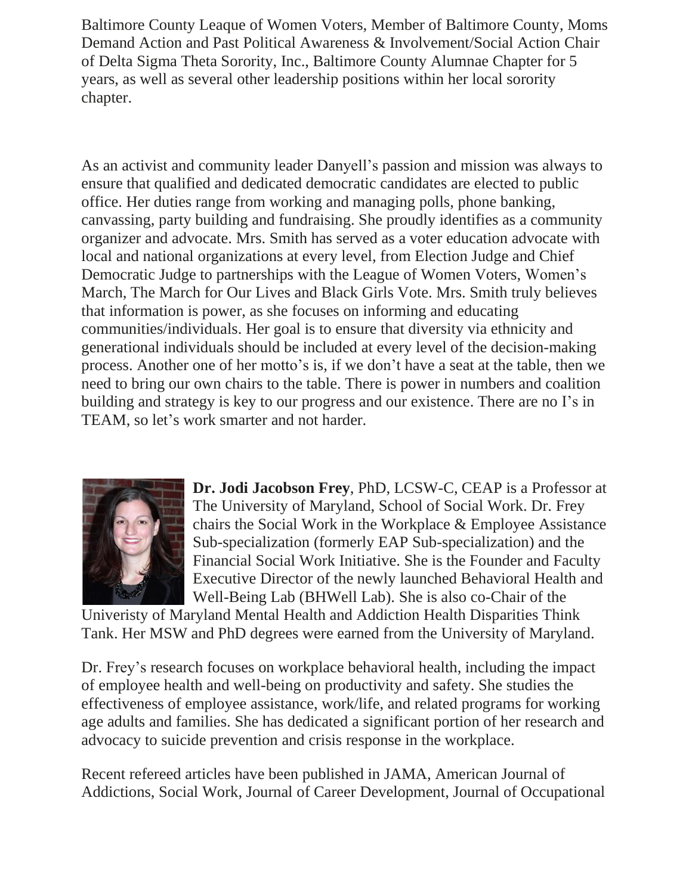Baltimore County Leaque of Women Voters, Member of Baltimore County, Moms Demand Action and Past Political Awareness & Involvement/Social Action Chair of Delta Sigma Theta Sorority, Inc., Baltimore County Alumnae Chapter for 5 years, as well as several other leadership positions within her local sorority chapter.

As an activist and community leader Danyell's passion and mission was always to ensure that qualified and dedicated democratic candidates are elected to public office. Her duties range from working and managing polls, phone banking, canvassing, party building and fundraising. She proudly identifies as a community organizer and advocate. Mrs. Smith has served as a voter education advocate with local and national organizations at every level, from Election Judge and Chief Democratic Judge to partnerships with the League of Women Voters, Women's March, The March for Our Lives and Black Girls Vote. Mrs. Smith truly believes that information is power, as she focuses on informing and educating communities/individuals. Her goal is to ensure that diversity via ethnicity and generational individuals should be included at every level of the decision-making process. Another one of her motto's is, if we don't have a seat at the table, then we need to bring our own chairs to the table. There is power in numbers and coalition building and strategy is key to our progress and our existence. There are no I's in TEAM, so let's work smarter and not harder.

**Dr. Jodi Jacobson Frey**, PhD, LCSW-C, CEAP is a Professor at The University of Maryland, School of Social Work. Dr. Frey chairs the Social Work in the Workplace & Employee Assistance Sub-specialization (formerly EAP Sub-specialization) and the Financial Social Work Initiative. She is the Founder and Faculty Executive Director of the newly launched Behavioral Health and Well-Being Lab (BHWell Lab). She is also co-Chair of the Univeristy of Maryland Mental Health and Addiction Health Disparities Think Tank. Her MSW and PhD degrees were earned from the University of Maryland.

Dr. Frey's research focuses on workplace behavioral health, including the impact of employee health and well-being on productivity and safety. She studies the effectiveness of employee assistance, work/life, and related programs for working age adults and families. She has dedicated a significant portion of her research and advocacy to suicide prevention and crisis response in the workplace.

Recent refereed articles have been published in JAMA, American Journal of Addictions, Social Work, Journal of Career Development, Journal of Occupational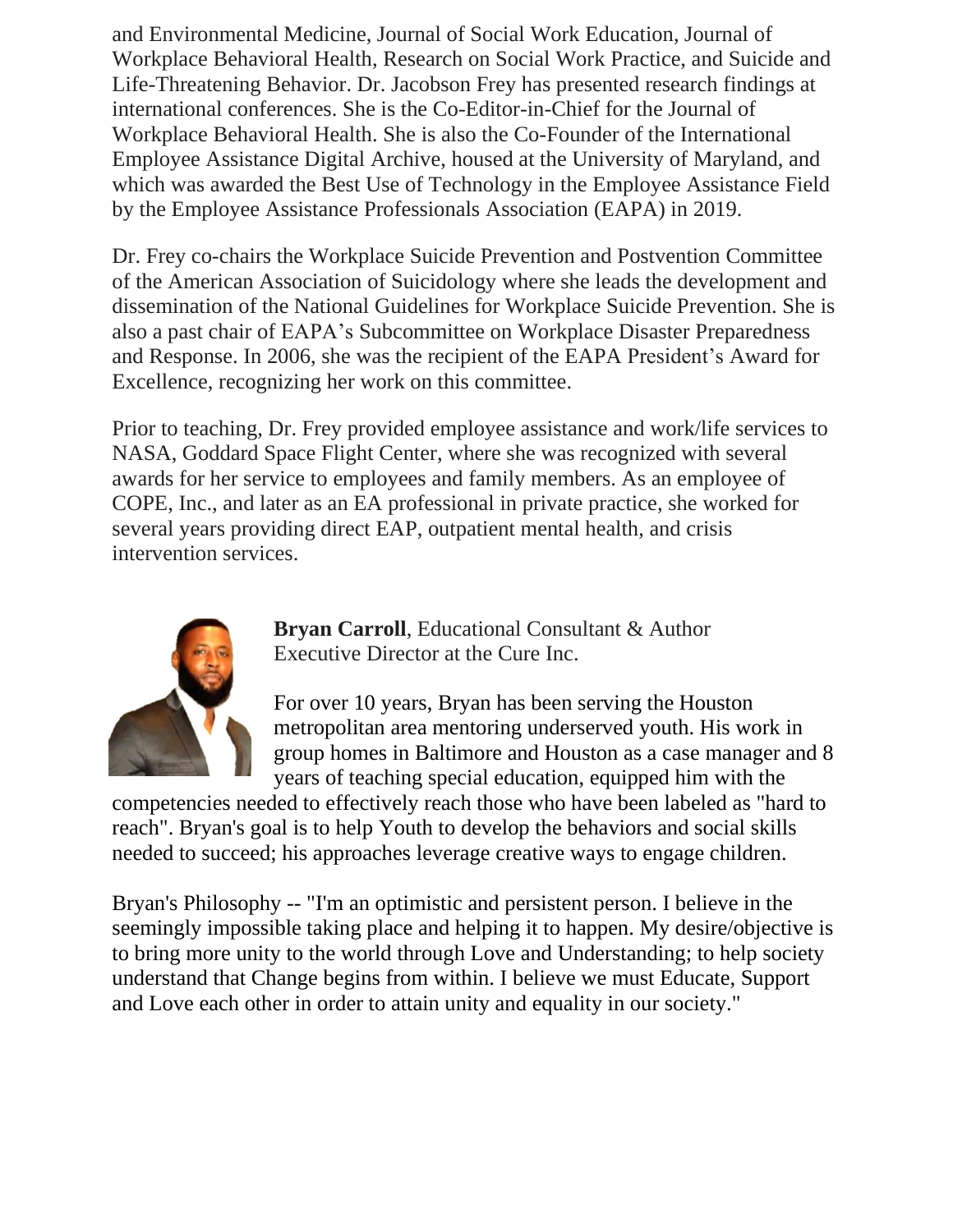and Environmental Medicine, Journal of Social Work Education, Journal of Workplace Behavioral Health, Research on Social Work Practice, and Suicide and Life-Threatening Behavior. Dr. Jacobson Frey has presented research findings at international conferences. She is the Co-Editor-in-Chief for the Journal of Workplace Behavioral Health. She is also the Co-Founder of the International Employee Assistance Digital Archive, housed at the University of Maryland, and which was awarded the Best Use of Technology in the Employee Assistance Field by the Employee Assistance Professionals Association (EAPA) in 2019.

Dr. Frey co-chairs the Workplace Suicide Prevention and Postvention Committee of the American Association of Suicidology where she leads the development and dissemination of the National Guidelines for Workplace Suicide Prevention. She is also a past chair of EAPA's Subcommittee on Workplace Disaster Preparedness and Response. In 2006, she was the recipient of the EAPA President's Award for Excellence, recognizing her work on this committee.

Prior to teaching, Dr. Frey provided employee assistance and work/life services to NASA, Goddard Space Flight Center, where she was recognized with several awards for her service to employees and family members. As an employee of COPE, Inc., and later as an EA professional in private practice, she worked for several years providing direct EAP, outpatient mental health, and crisis intervention services.

**Bryan Carroll**, Educational Consultant & Author
Executive Director at the Cure Inc.

For over 10 years, Bryan has been serving the Houston metropolitan area mentoring underserved youth. His work in group homes in Baltimore and Houston as a case manager and 8 years of teaching special education, equipped him with the competencies needed to effectively reach those who have been labeled as "hard to reach". Bryan's goal is to help Youth to develop the behaviors and social skills needed to succeed; his approaches leverage creative ways to engage children.

Bryan's Philosophy -- "I'm an optimistic and persistent person. I believe in the seemingly impossible taking place and helping it to happen. My desire/objective is to bring more unity to the world through Love and Understanding; to help society understand that Change begins from within. I believe we must Educate, Support and Love each other in order to attain unity and equality in our society."